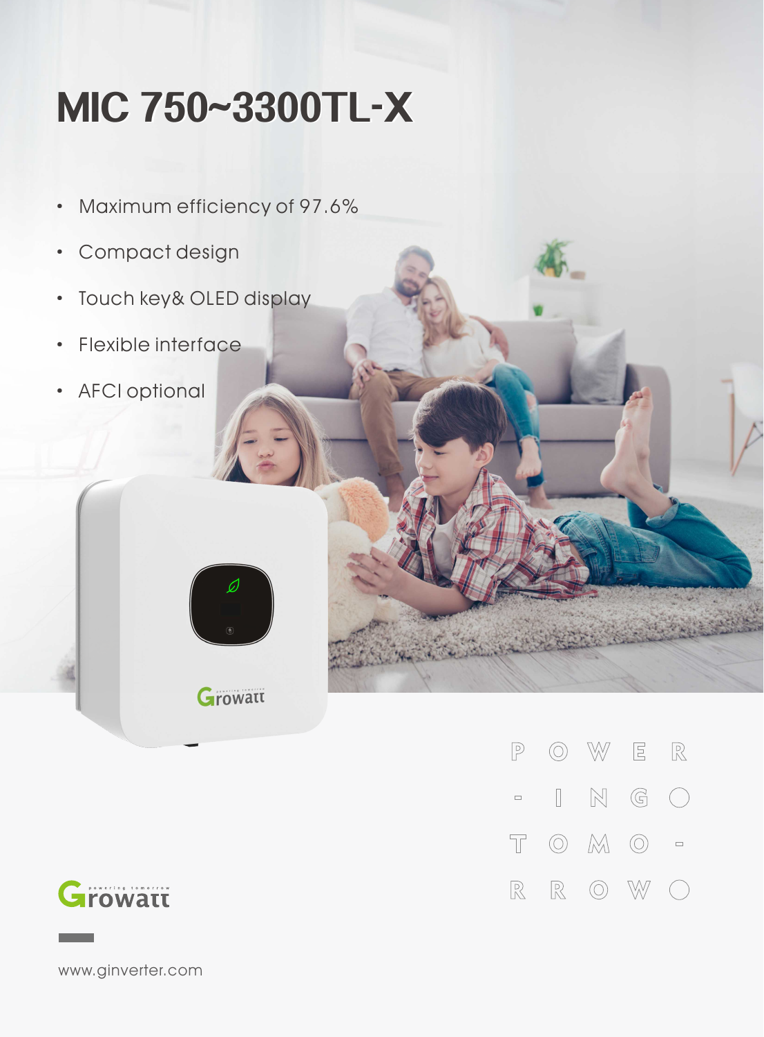# MIC 750~3300TL-X

- Maximum efficiency of 97.6%
- Compact design
- Touch key& OLED display
- Flexible interface
- AFCI optional

POWER-INGO TOMO-RROWO

Growatt

www.ginverter.com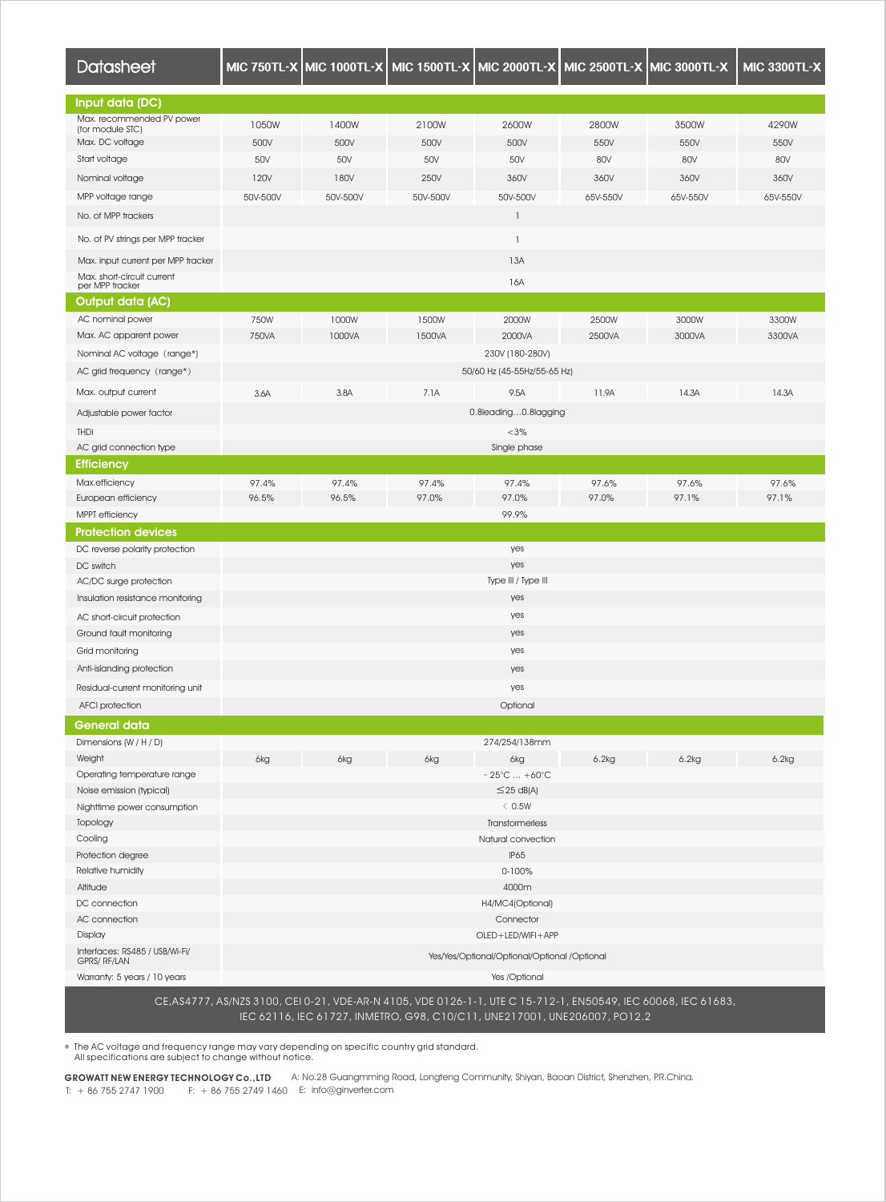| Datasheet | MIC 750TL-X | MIC 1000TL-X | MIC 1500TL-X | MIC 2000TL-X | MIC 2500TL-X | MIC 3000TL-X | MIC 3300TL-X |
|---|---|---|---|---|---|---|---|
| **Input data (DC)** | | | | | | | |
| Max. recommended PV power (for module STC) | 1050W | 1400W | 2100W | 2600W | 2800W | 3500W | 4290W |
| Max. DC voltage | 500V | 500V | 500V | 500V | 550V | 550V | 550V |
| Start voltage | 50V | 50V | 50V | 50V | 80V | 80V | 80V |
| Nominal voltage | 120V | 180V | 250V | 360V | 360V | 360V | 360V |
| MPP voltage range | 50V-500V | 50V-500V | 50V-500V | 50V-500V | 65V-550V | 65V-550V | 65V-550V |
| No. of MPP trackers | 1 | | | | | | |
| No. of PV strings per MPP tracker | 1 | | | | | | |
| Max. input current per MPP tracker | 13A | | | | | | |
| Max. short-circuit current per MPP tracker | 16A | | | | | | |
| **Output data (AC)** | | | | | | | |
| AC nominal power | 750W | 1000W | 1500W | 2000W | 2500W | 3000W | 3300W |
| Max. AC apparent power | 750VA | 1000VA | 1500VA | 2000VA | 2500VA | 3000VA | 3300VA |
| Nominal AC voltage（range*） | 230V (180-280V) | | | | | | |
| AC grid frequency（range*） | 50/60 Hz (45-55Hz/55-65 Hz) | | | | | | |
| Max. output current | 3.6A | 3.8A | 7.1A | 9.5A | 11.9A | 14.3A | 14.3A |
| Adjustable power factor | 0.8leading…0.8lagging | | | | | | |
| THDi | <3% | | | | | | |
| AC grid connection type | Single phase | | | | | | |
| **Efficiency** | | | | | | | |
| Max.efficiency | 97.4% | 97.4% | 97.4% | 97.4% | 97.6% | 97.6% | 97.6% |
| European efficiency | 96.5% | 96.5% | 97.0% | 97.0% | 97.0% | 97.1% | 97.1% |
| MPPT efficiency | 99.9% | | | | | | |
| **Protection devices** | | | | | | | |
| DC reverse polarity protection | yes | | | | | | |
| DC switch | yes | | | | | | |
| AC/DC surge protection | Type III / Type III | | | | | | |
| Insulation resistance monitoring | yes | | | | | | |
| AC short-circuit protection | yes | | | | | | |
| Ground fault monitoring | yes | | | | | | |
| Grid monitoring | yes | | | | | | |
| Anti-islanding protection | yes | | | | | | |
| Residual-current monitoring unit | yes | | | | | | |
| AFCI protection | Optional | | | | | | |
| **General data** | | | | | | | |
| Dimensions (W / H / D) | 274/254/138mm | | | | | | |
| Weight | 6kg | 6kg | 6kg | 6kg | 6.2kg | 6.2kg | 6.2kg |
| Operating temperature range | - 25°C ... +60°C | | | | | | |
| Noise emission (typical) | ≤25 dB(A) | | | | | | |
| Nighttime power consumption | < 0.5W | | | | | | |
| Topology | Transformerless | | | | | | |
| Cooling | Natural convection | | | | | | |
| Protection degree | IP65 | | | | | | |
| Relative humidity | 0-100% | | | | | | |
| Altitude | 4000m | | | | | | |
| DC connection | H4/MC4(Optional) | | | | | | |
| AC connection | Connector | | | | | | |
| Display | OLED+LED/WIFI+APP | | | | | | |
| Interfaces: RS485 / USB/Wi-Fi/ GPRS/ RF/LAN | Yes/Yes/Optional/Optional/Optional /Optional | | | | | | |
| Warranty: 5 years / 10 years | Yes /Optional | | | | | | |

CE,AS4777, AS/NZS 3100, CEI 0-21, VDE-AR-N 4105, VDE 0126-1-1, UTE C 15-712-1, EN50549, IEC 60068, IEC 61683, IEC 62116, IEC 61727, INMETRO, G98, C10/C11, UNE217001, UNE206007, PO12.2

* The AC voltage and frequency range may vary depending on specific country grid standard.
All specifications are subject to change without notice.

**GROWATT NEW ENERGY TECHNOLOGY Co.,LTD** A: No.28 Guangmming Road, Longteng Community, Shiyan, Baoan District, Shenzhen, P.R.China.
T: + 86 755 2747 1900 F: + 86 755 2749 1460 E: info@ginverter.com